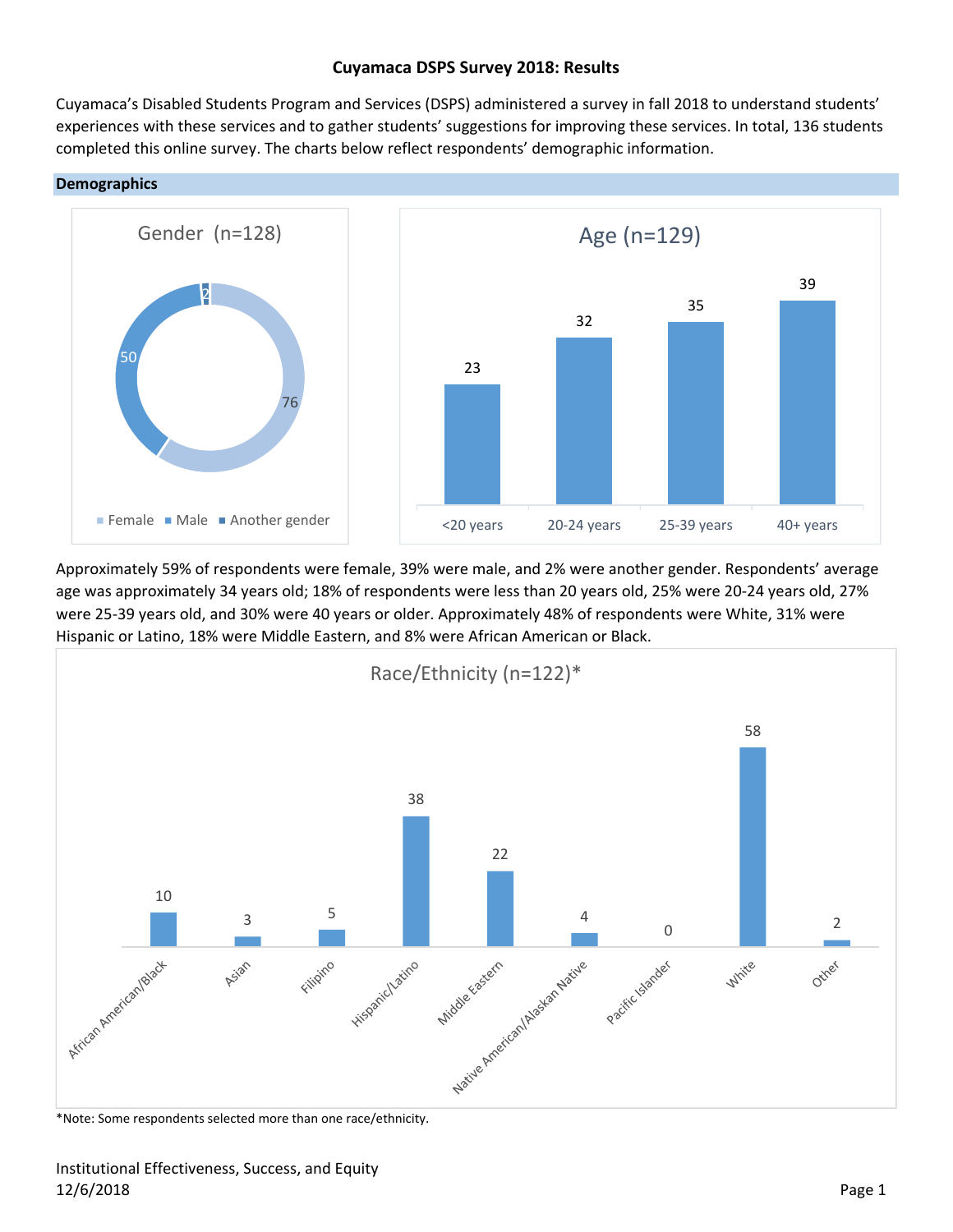# Cuyamaca DSPS Survey 2018: Results

Cuyamaca's Disabled Students Program and Services (DSPS) administered a survey in fall 2018 to understand students' experiences with these services and to gather students' suggestions for improving these services. In total, 136 students completed this online survey. The charts below reflect respondents' demographic information.

## Demographics

**Gender (n=128)**

| Gender | Count |
|---|---|
| Female | 76 |
| Male | 50 |
| Another gender | 2 |

**Age (n=129)**

| Age | Count |
|---|---|
| <20 years | 23 |
| 20-24 years | 32 |
| 25-39 years | 35 |
| 40+ years | 39 |

Approximately 59% of respondents were female, 39% were male, and 2% were another gender. Respondents' average age was approximately 34 years old; 18% of respondents were less than 20 years old, 25% were 20-24 years old, 27% were 25-39 years old, and 30% were 40 years or older. Approximately 48% of respondents were White, 31% were Hispanic or Latino, 18% were Middle Eastern, and 8% were African American or Black.

**Race/Ethnicity (n=122)***

| Race/Ethnicity | Count |
|---|---|
| African American/Black | 10 |
| Asian | 3 |
| Filipino | 5 |
| Hispanic/Latino | 38 |
| Middle Eastern | 22 |
| Native American/Alaskan Native | 4 |
| Pacific Islander | 0 |
| White | 58 |
| Other | 2 |

*Note: Some respondents selected more than one race/ethnicity.

Institutional Effectiveness, Success, and Equity
12/6/2018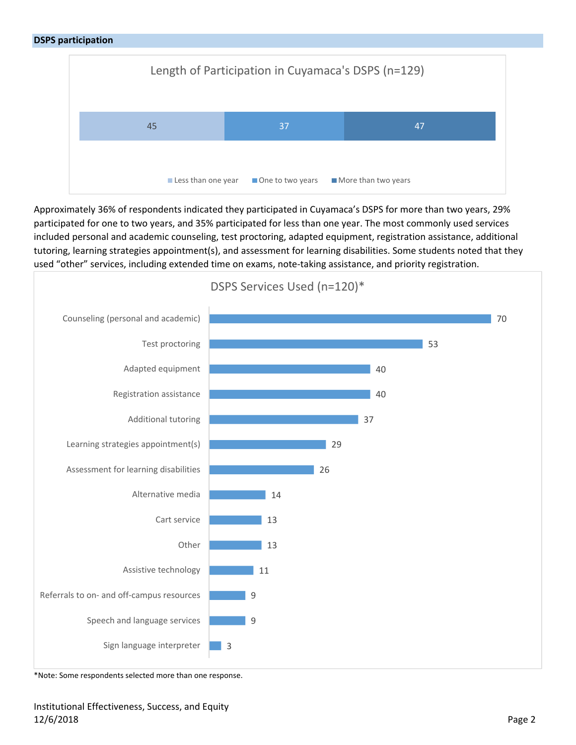**DSPS participation**

**Length of Participation in Cuyamaca's DSPS (n=129)**

| Less than one year | One to two years | More than two years |
|---|---|---|
| 45 | 37 | 47 |

Approximately 36% of respondents indicated they participated in Cuyamaca's DSPS for more than two years, 29% participated for one to two years, and 35% participated for less than one year. The most commonly used services included personal and academic counseling, test proctoring, adapted equipment, registration assistance, additional tutoring, learning strategies appointment(s), and assessment for learning disabilities. Some students noted that they used "other" services, including extended time on exams, note-taking assistance, and priority registration.

**DSPS Services Used (n=120)***

| Service | Count |
|---|---|
| Counseling (personal and academic) | 70 |
| Test proctoring | 53 |
| Adapted equipment | 40 |
| Registration assistance | 40 |
| Additional tutoring | 37 |
| Learning strategies appointment(s) | 29 |
| Assessment for learning disabilities | 26 |
| Alternative media | 14 |
| Cart service | 13 |
| Other | 13 |
| Assistive technology | 11 |
| Referrals to on- and off-campus resources | 9 |
| Speech and language services | 9 |
| Sign language interpreter | 3 |

*Note: Some respondents selected more than one response.

Institutional Effectiveness, Success, and Equity
12/6/2018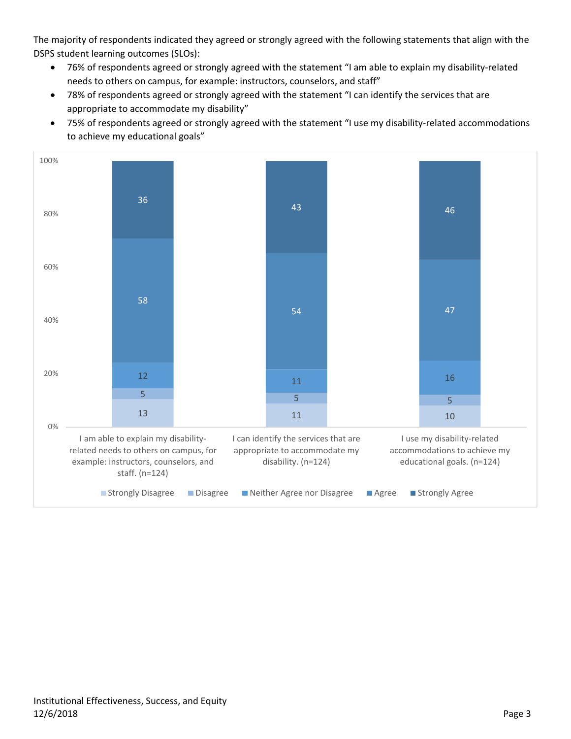The majority of respondents indicated they agreed or strongly agreed with the following statements that align with the DSPS student learning outcomes (SLOs):

- 76% of respondents agreed or strongly agreed with the statement "I am able to explain my disability-related needs to others on campus, for example: instructors, counselors, and staff"
- 78% of respondents agreed or strongly agreed with the statement "I can identify the services that are appropriate to accommodate my disability"
- 75% of respondents agreed or strongly agreed with the statement "I use my disability-related accommodations to achieve my educational goals"

| | Strongly Disagree | Disagree | Neither Agree nor Disagree | Agree | Strongly Agree |
|---|---|---|---|---|---|
| I am able to explain my disability-related needs to others on campus, for example: instructors, counselors, and staff. (n=124) | 13 | 5 | 12 | 58 | 36 |
| I can identify the services that are appropriate to accommodate my disability. (n=124) | 11 | 5 | 11 | 54 | 43 |
| I use my disability-related accommodations to achieve my educational goals. (n=124) | 10 | 5 | 16 | 47 | 46 |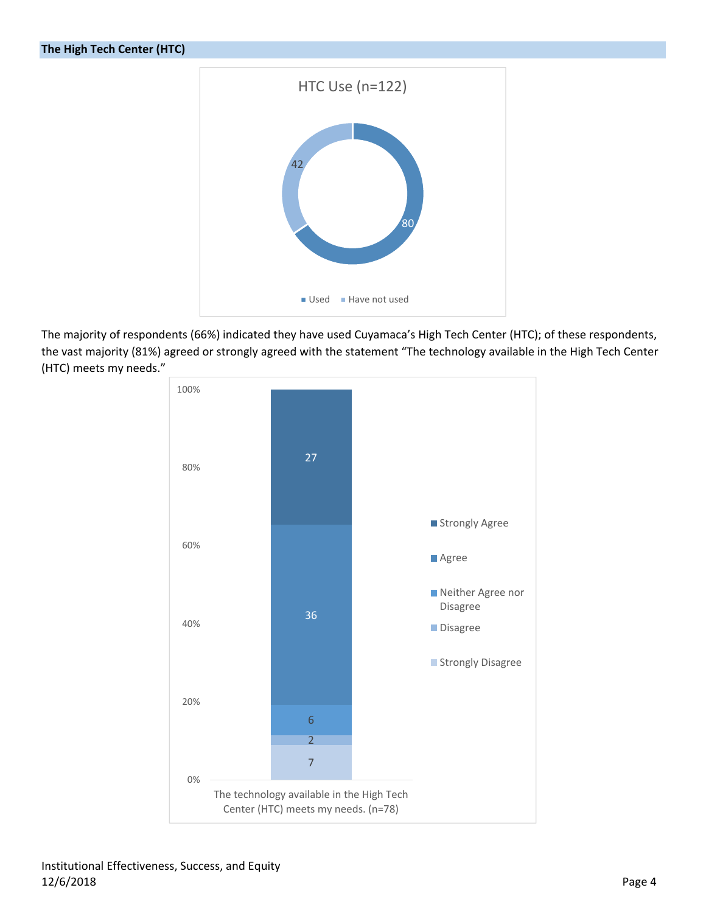## The High Tech Center (HTC)

HTC Use (n=122)

- Used: 80
- Have not used: 42

The majority of respondents (66%) indicated they have used Cuyamaca's High Tech Center (HTC); of these respondents, the vast majority (81%) agreed or strongly agreed with the statement "The technology available in the High Tech Center (HTC) meets my needs."

The technology available in the High Tech Center (HTC) meets my needs. (n=78)

| Response | Count |
|---|---|
| Strongly Agree | 27 |
| Agree | 36 |
| Neither Agree nor Disagree | 6 |
| Disagree | 2 |
| Strongly Disagree | 7 |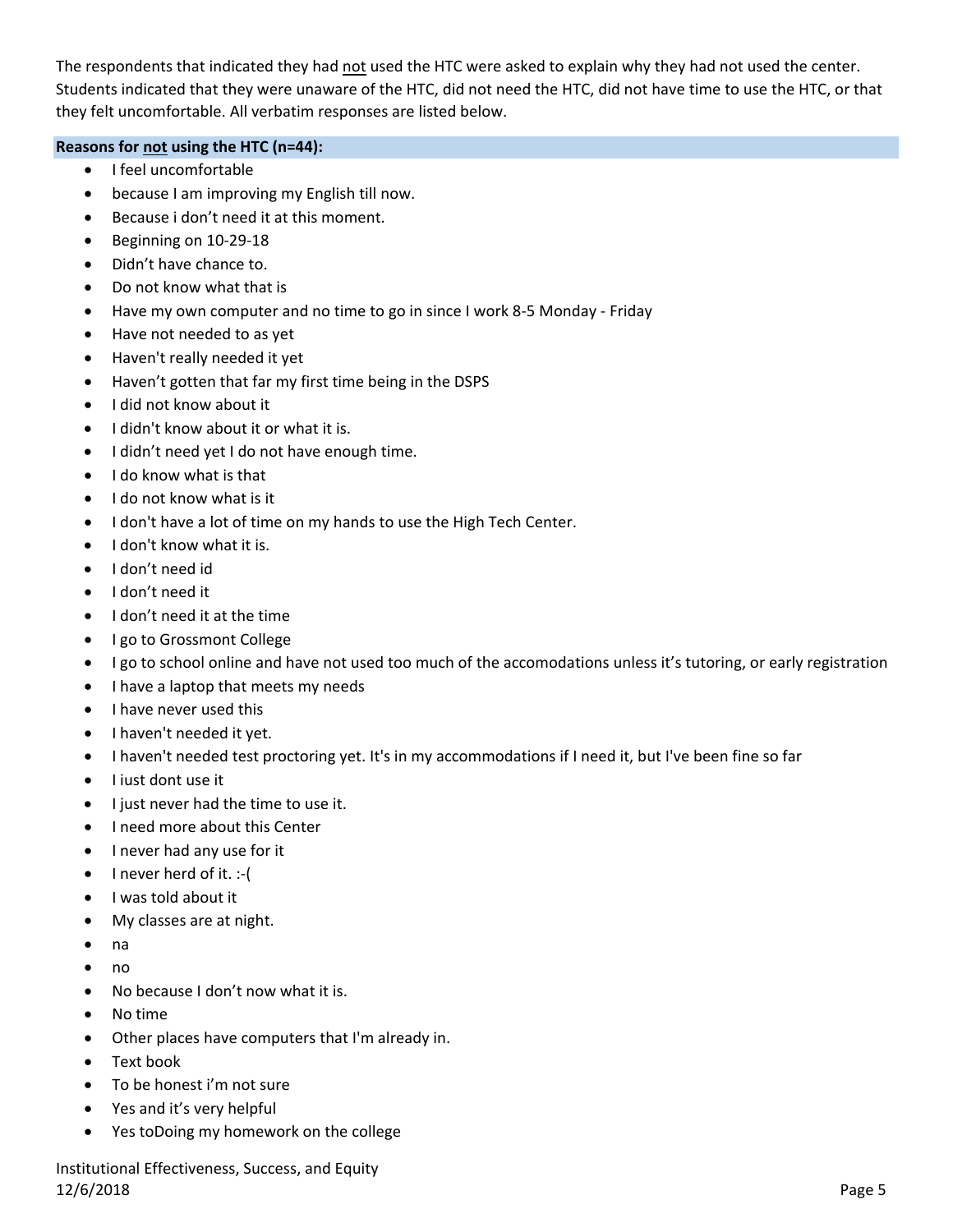The respondents that indicated they had not used the HTC were asked to explain why they had not used the center. Students indicated that they were unaware of the HTC, did not need the HTC, did not have time to use the HTC, or that they felt uncomfortable. All verbatim responses are listed below.

**Reasons for not using the HTC (n=44):**

- I feel uncomfortable
- because I am improving my English till now.
- Because i don't need it at this moment.
- Beginning on 10-29-18
- Didn't have chance to.
- Do not know what that is
- Have my own computer and no time to go in since I work 8-5 Monday - Friday
- Have not needed to as yet
- Haven't really needed it yet
- Haven't gotten that far my first time being in the DSPS
- I did not know about it
- I didn't know about it or what it is.
- I didn't need yet I do not have enough time.
- I do know what is that
- I do not know what is it
- I don't have a lot of time on my hands to use the High Tech Center.
- I don't know what it is.
- I don't need id
- I don't need it
- I don't need it at the time
- I go to Grossmont College
- I go to school online and have not used too much of the accomodations unless it's tutoring, or early registration
- I have a laptop that meets my needs
- I have never used this
- I haven't needed it yet.
- I haven't needed test proctoring yet. It's in my accommodations if I need it, but I've been fine so far
- I iust dont use it
- I just never had the time to use it.
- I need more about this Center
- I never had any use for it
- I never herd of it. :-(
- I was told about it
- My classes are at night.
- na
- no
- No because I don't now what it is.
- No time
- Other places have computers that I'm already in.
- Text book
- To be honest i'm not sure
- Yes and it's very helpful
- Yes toDoing my homework on the college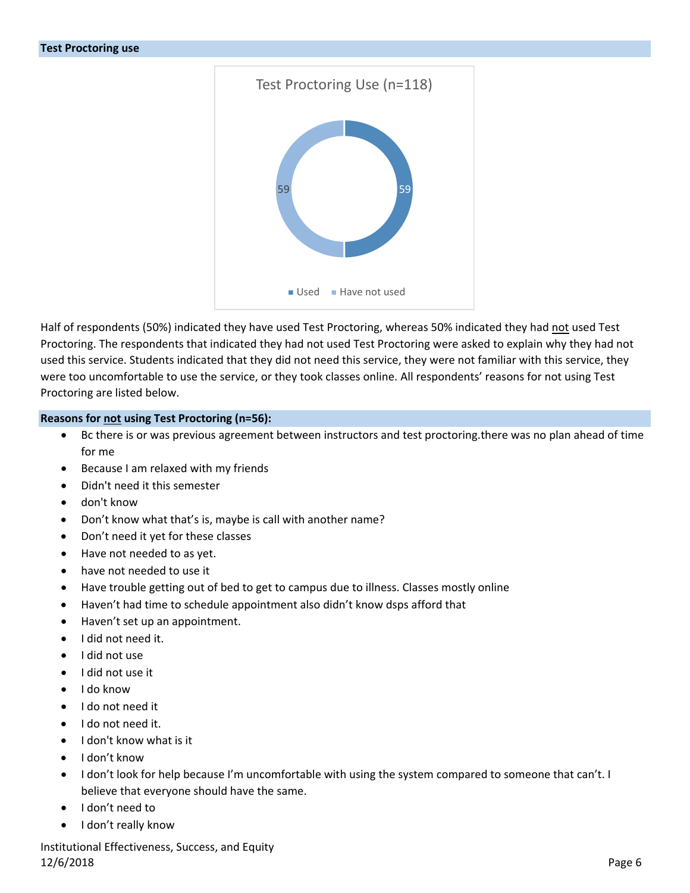## Test Proctoring use

Test Proctoring Use (n=118)

- Used: 59
- Have not used: 59

Half of respondents (50%) indicated they have used Test Proctoring, whereas 50% indicated they had not used Test Proctoring. The respondents that indicated they had not used Test Proctoring were asked to explain why they had not used this service. Students indicated that they did not need this service, they were not familiar with this service, they were too uncomfortable to use the service, or they took classes online. All respondents' reasons for not using Test Proctoring are listed below.

### Reasons for not using Test Proctoring (n=56):

- Bc there is or was previous agreement between instructors and test proctoring.there was no plan ahead of time for me
- Because I am relaxed with my friends
- Didn't need it this semester
- don't know
- Don't know what that's is, maybe is call with another name?
- Don't need it yet for these classes
- Have not needed to as yet.
- have not needed to use it
- Have trouble getting out of bed to get to campus due to illness. Classes mostly online
- Haven't had time to schedule appointment also didn't know dsps afford that
- Haven't set up an appointment.
- I did not need it.
- I did not use
- I did not use it
- I do know
- I do not need it
- I do not need it.
- I don't know what is it
- I don't know
- I don't look for help because I'm uncomfortable with using the system compared to someone that can't. I believe that everyone should have the same.
- I don't need to
- I don't really know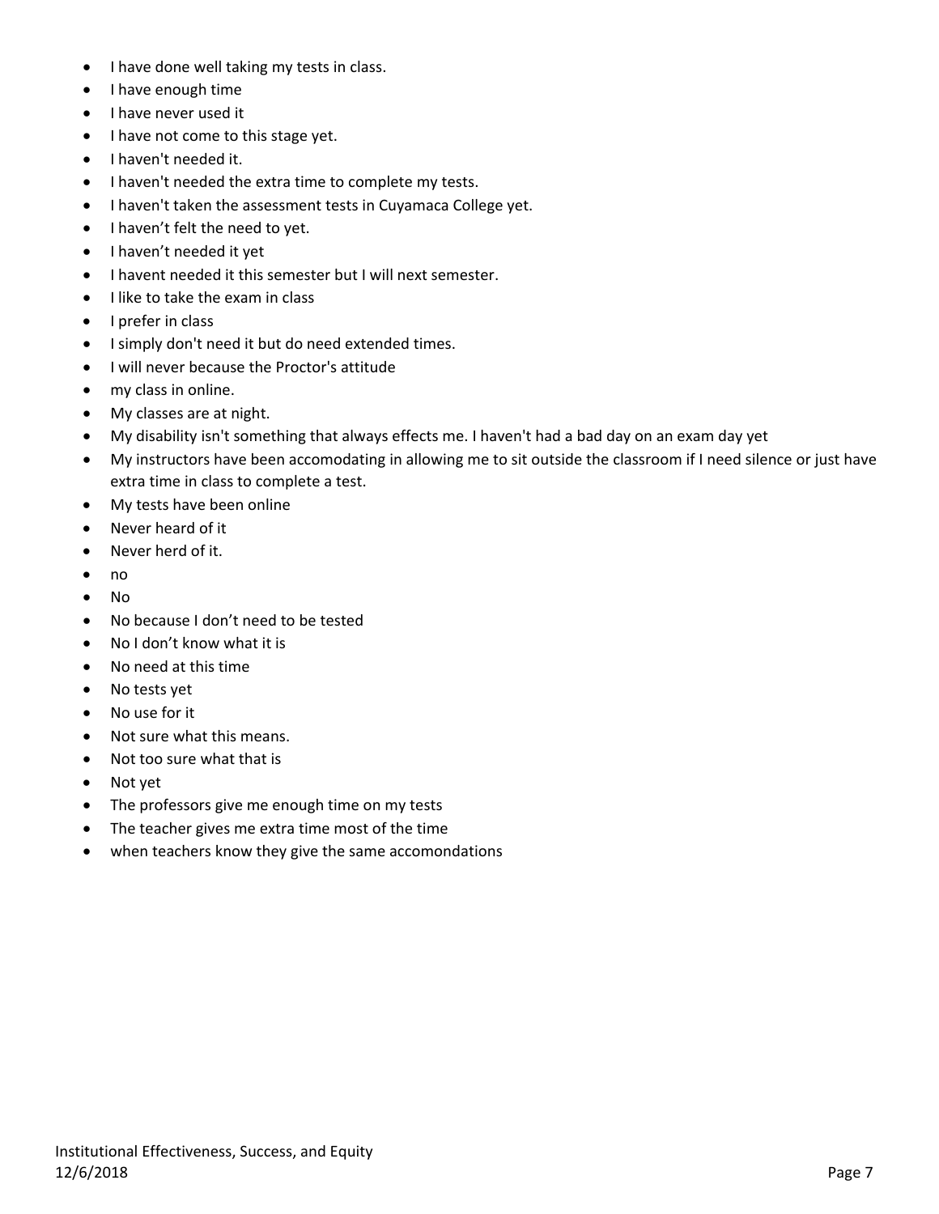- I have done well taking my tests in class.
- I have enough time
- I have never used it
- I have not come to this stage yet.
- I haven't needed it.
- I haven't needed the extra time to complete my tests.
- I haven't taken the assessment tests in Cuyamaca College yet.
- I haven't felt the need to yet.
- I haven't needed it yet
- I havent needed it this semester but I will next semester.
- I like to take the exam in class
- I prefer in class
- I simply don't need it but do need extended times.
- I will never because the Proctor's attitude
- my class in online.
- My classes are at night.
- My disability isn't something that always effects me. I haven't had a bad day on an exam day yet
- My instructors have been accomodating in allowing me to sit outside the classroom if I need silence or just have extra time in class to complete a test.
- My tests have been online
- Never heard of it
- Never herd of it.
- no
- No
- No because I don't need to be tested
- No I don't know what it is
- No need at this time
- No tests yet
- No use for it
- Not sure what this means.
- Not too sure what that is
- Not yet
- The professors give me enough time on my tests
- The teacher gives me extra time most of the time
- when teachers know they give the same accomondations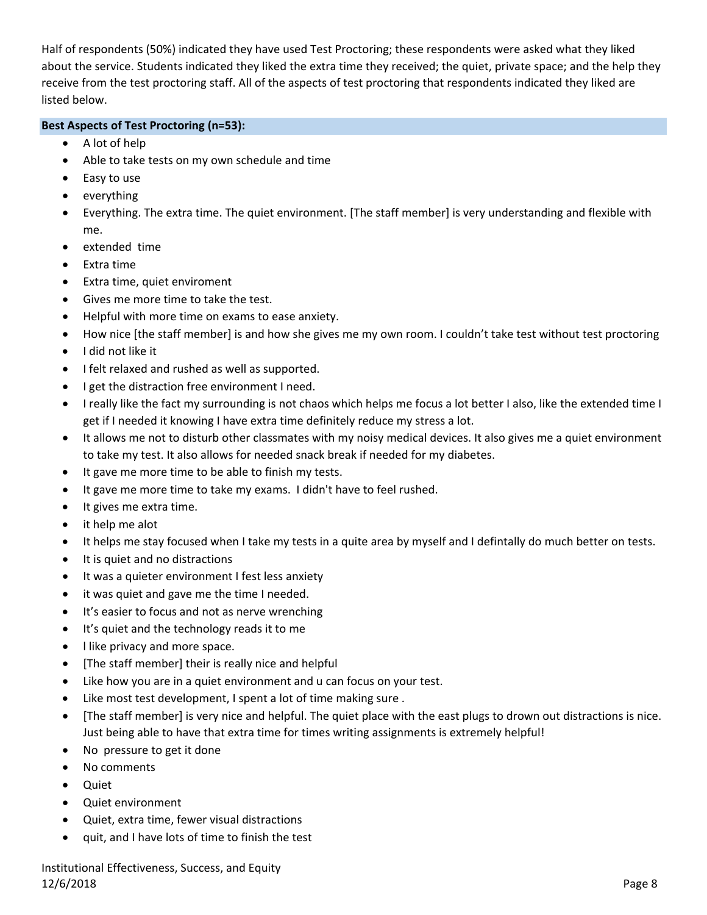Half of respondents (50%) indicated they have used Test Proctoring; these respondents were asked what they liked about the service. Students indicated they liked the extra time they received; the quiet, private space; and the help they receive from the test proctoring staff. All of the aspects of test proctoring that respondents indicated they liked are listed below.

**Best Aspects of Test Proctoring (n=53):**

- A lot of help
- Able to take tests on my own schedule and time
- Easy to use
- everything
- Everything. The extra time. The quiet environment. [The staff member] is very understanding and flexible with me.
- extended time
- Extra time
- Extra time, quiet enviroment
- Gives me more time to take the test.
- Helpful with more time on exams to ease anxiety.
- How nice [the staff member] is and how she gives me my own room. I couldn't take test without test proctoring
- I did not like it
- I felt relaxed and rushed as well as supported.
- I get the distraction free environment I need.
- I really like the fact my surrounding is not chaos which helps me focus a lot better I also, like the extended time I get if I needed it knowing I have extra time definitely reduce my stress a lot.
- It allows me not to disturb other classmates with my noisy medical devices. It also gives me a quiet environment to take my test. It also allows for needed snack break if needed for my diabetes.
- It gave me more time to be able to finish my tests.
- It gave me more time to take my exams. I didn't have to feel rushed.
- It gives me extra time.
- it help me alot
- It helps me stay focused when I take my tests in a quite area by myself and I defintally do much better on tests.
- It is quiet and no distractions
- It was a quieter environment I fest less anxiety
- it was quiet and gave me the time I needed.
- It's easier to focus and not as nerve wrenching
- It's quiet and the technology reads it to me
- l like privacy and more space.
- [The staff member] their is really nice and helpful
- Like how you are in a quiet environment and u can focus on your test.
- Like most test development, I spent a lot of time making sure .
- [The staff member] is very nice and helpful. The quiet place with the east plugs to drown out distractions is nice. Just being able to have that extra time for times writing assignments is extremely helpful!
- No pressure to get it done
- No comments
- Quiet
- Quiet environment
- Quiet, extra time, fewer visual distractions
- quit, and I have lots of time to finish the test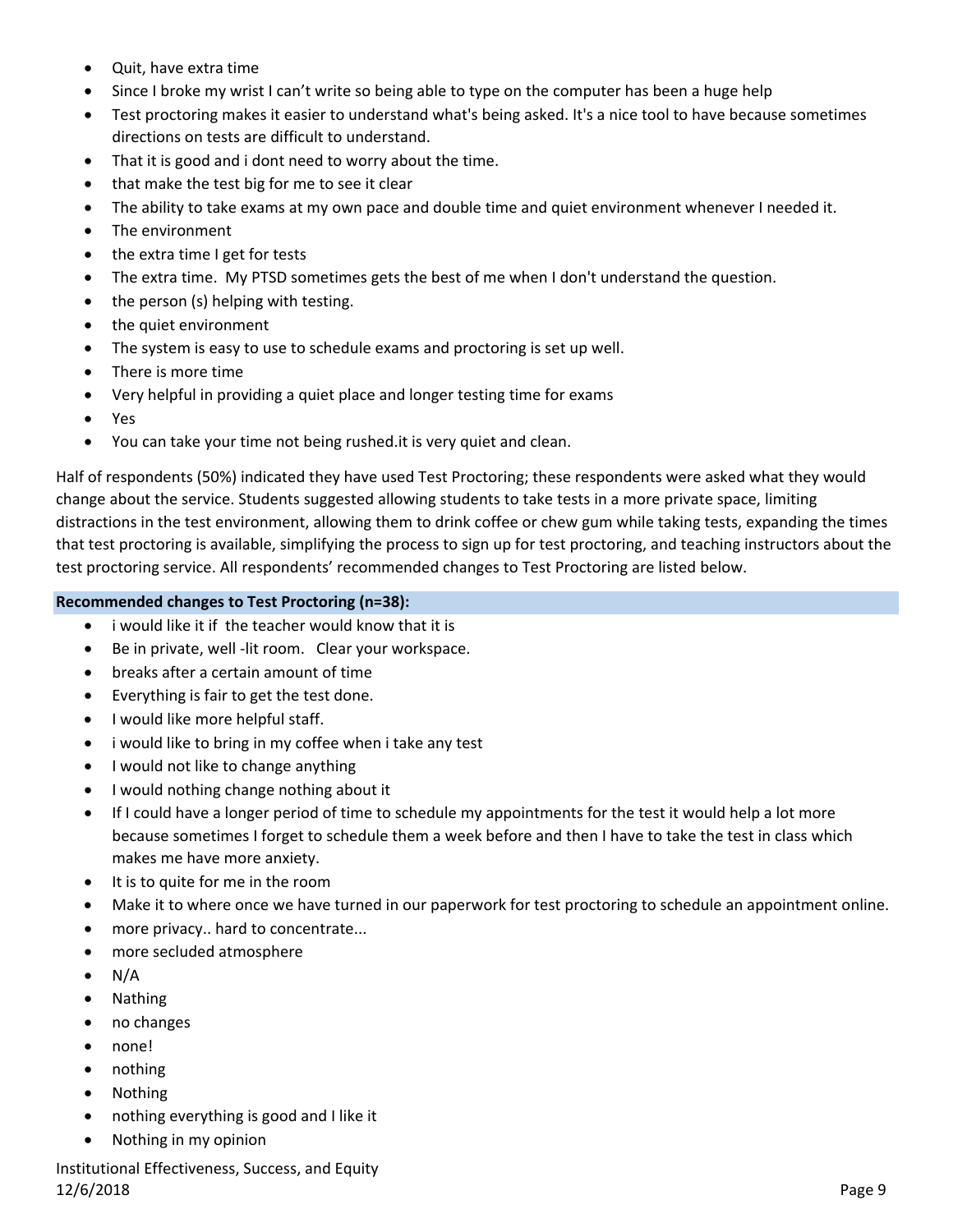- Quit, have extra time
- Since I broke my wrist I can't write so being able to type on the computer has been a huge help
- Test proctoring makes it easier to understand what's being asked. It's a nice tool to have because sometimes directions on tests are difficult to understand.
- That it is good and i dont need to worry about the time.
- that make the test big for me to see it clear
- The ability to take exams at my own pace and double time and quiet environment whenever I needed it.
- The environment
- the extra time I get for tests
- The extra time. My PTSD sometimes gets the best of me when I don't understand the question.
- the person (s) helping with testing.
- the quiet environment
- The system is easy to use to schedule exams and proctoring is set up well.
- There is more time
- Very helpful in providing a quiet place and longer testing time for exams
- Yes
- You can take your time not being rushed.it is very quiet and clean.

Half of respondents (50%) indicated they have used Test Proctoring; these respondents were asked what they would change about the service. Students suggested allowing students to take tests in a more private space, limiting distractions in the test environment, allowing them to drink coffee or chew gum while taking tests, expanding the times that test proctoring is available, simplifying the process to sign up for test proctoring, and teaching instructors about the test proctoring service. All respondents' recommended changes to Test Proctoring are listed below.

**Recommended changes to Test Proctoring (n=38):**

- i would like it if the teacher would know that it is
- Be in private, well -lit room. Clear your workspace.
- breaks after a certain amount of time
- Everything is fair to get the test done.
- I would like more helpful staff.
- i would like to bring in my coffee when i take any test
- I would not like to change anything
- I would nothing change nothing about it
- If I could have a longer period of time to schedule my appointments for the test it would help a lot more because sometimes I forget to schedule them a week before and then I have to take the test in class which makes me have more anxiety.
- It is to quite for me in the room
- Make it to where once we have turned in our paperwork for test proctoring to schedule an appointment online.
- more privacy.. hard to concentrate...
- more secluded atmosphere
- N/A
- Nathing
- no changes
- none!
- nothing
- Nothing
- nothing everything is good and I like it
- Nothing in my opinion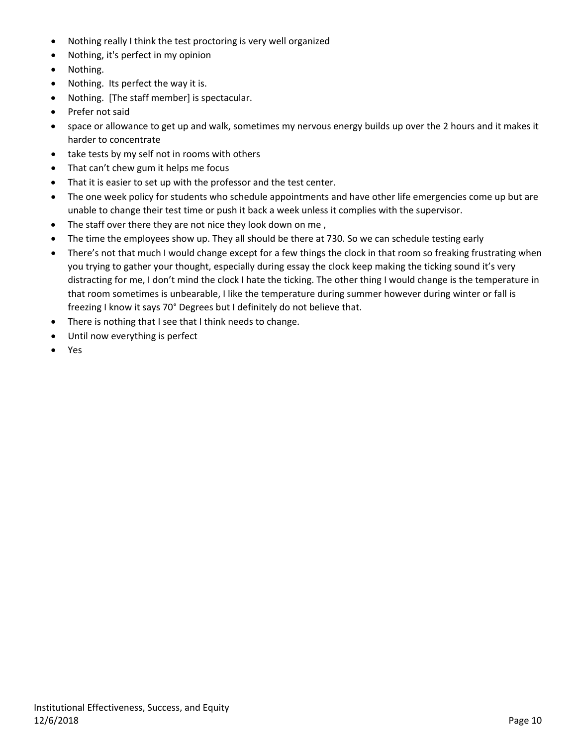- Nothing really I think the test proctoring is very well organized
- Nothing, it's perfect in my opinion
- Nothing.
- Nothing.  Its perfect the way it is.
- Nothing.  [The staff member] is spectacular.
- Prefer not said
- space or allowance to get up and walk, sometimes my nervous energy builds up over the 2 hours and it makes it harder to concentrate
- take tests by my self not in rooms with others
- That can't chew gum it helps me focus
- That it is easier to set up with the professor and the test center.
- The one week policy for students who schedule appointments and have other life emergencies come up but are unable to change their test time or push it back a week unless it complies with the supervisor.
- The staff over there they are not nice they look down on me ,
- The time the employees show up. They all should be there at 730. So we can schedule testing early
- There's not that much I would change except for a few things the clock in that room so freaking frustrating when you trying to gather your thought, especially during essay the clock keep making the ticking sound it's very distracting for me, I don't mind the clock I hate the ticking. The other thing I would change is the temperature in that room sometimes is unbearable, I like the temperature during summer however during winter or fall is freezing I know it says 70° Degrees but I definitely do not believe that.
- There is nothing that I see that I think needs to change.
- Until now everything is perfect
- Yes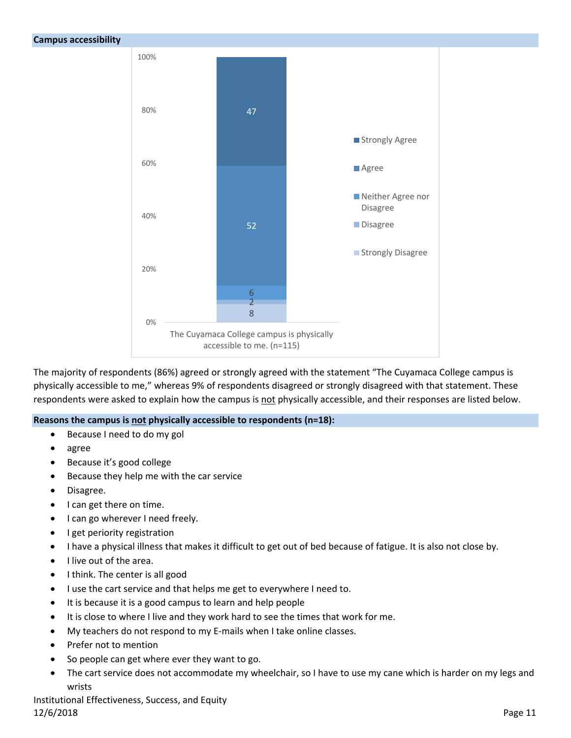## Campus accessibility

| The Cuyamaca College campus is physically accessible to me. (n=115) | Count |
|---|---|
| Strongly Agree | 47 |
| Agree | 52 |
| Neither Agree nor Disagree | 6 |
| Disagree | 2 |
| Strongly Disagree | 8 |

The majority of respondents (86%) agreed or strongly agreed with the statement "The Cuyamaca College campus is physically accessible to me," whereas 9% of respondents disagreed or strongly disagreed with that statement. These respondents were asked to explain how the campus is not physically accessible, and their responses are listed below.

**Reasons the campus is not physically accessible to respondents (n=18):**

- Because I need to do my gol
- agree
- Because it's good college
- Because they help me with the car service
- Disagree.
- I can get there on time.
- I can go wherever I need freely.
- I get periority registration
- I have a physical illness that makes it difficult to get out of bed because of fatigue. It is also not close by.
- I live out of the area.
- I think. The center is all good
- I use the cart service and that helps me get to everywhere I need to.
- It is because it is a good campus to learn and help people
- It is close to where I live and they work hard to see the times that work for me.
- My teachers do not respond to my E-mails when I take online classes.
- Prefer not to mention
- So people can get where ever they want to go.
- The cart service does not accommodate my wheelchair, so I have to use my cane which is harder on my legs and wrists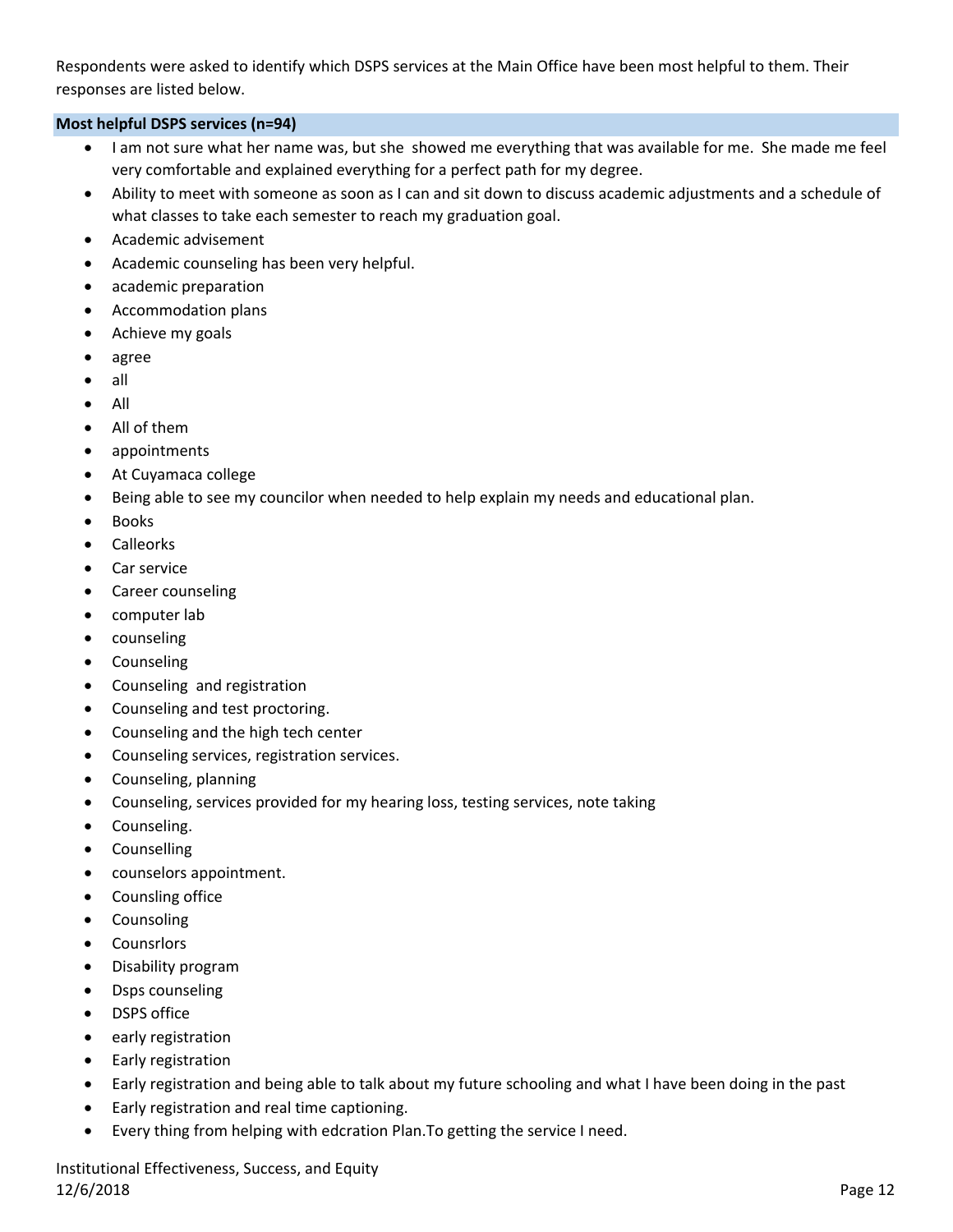Respondents were asked to identify which DSPS services at the Main Office have been most helpful to them. Their responses are listed below.

**Most helpful DSPS services (n=94)**

- I am not sure what her name was, but she showed me everything that was available for me. She made me feel very comfortable and explained everything for a perfect path for my degree.
- Ability to meet with someone as soon as I can and sit down to discuss academic adjustments and a schedule of what classes to take each semester to reach my graduation goal.
- Academic advisement
- Academic counseling has been very helpful.
- academic preparation
- Accommodation plans
- Achieve my goals
- agree
- all
- All
- All of them
- appointments
- At Cuyamaca college
- Being able to see my councilor when needed to help explain my needs and educational plan.
- Books
- Calleorks
- Car service
- Career counseling
- computer lab
- counseling
- Counseling
- Counseling and registration
- Counseling and test proctoring.
- Counseling and the high tech center
- Counseling services, registration services.
- Counseling, planning
- Counseling, services provided for my hearing loss, testing services, note taking
- Counseling.
- Counselling
- counselors appointment.
- Counsling office
- Counsoling
- Counsrlors
- Disability program
- Dsps counseling
- DSPS office
- early registration
- Early registration
- Early registration and being able to talk about my future schooling and what I have been doing in the past
- Early registration and real time captioning.
- Every thing from helping with edcration Plan.To getting the service I need.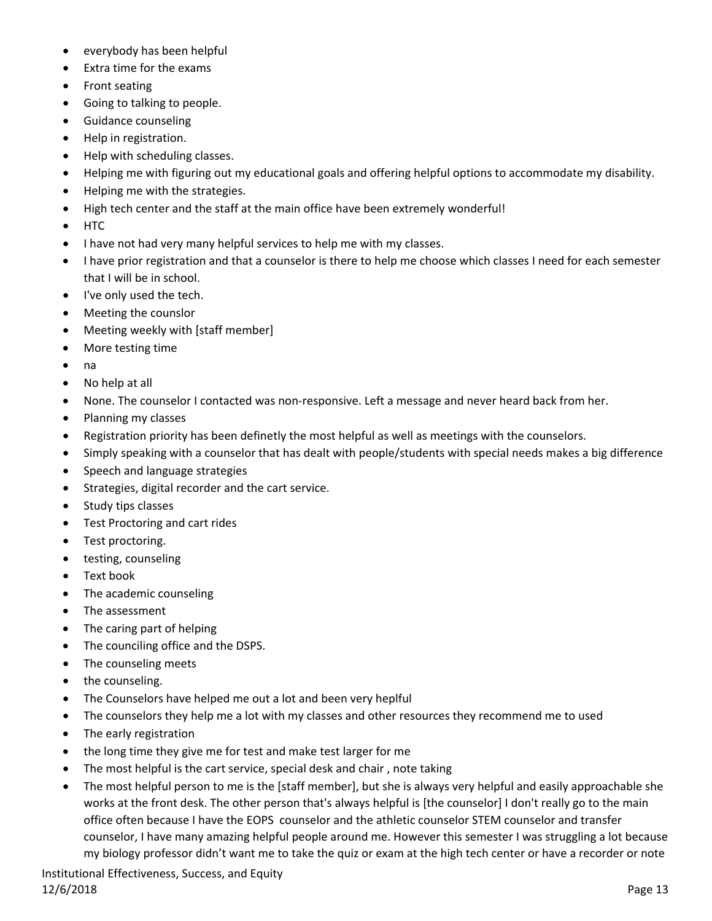- everybody has been helpful
- Extra time for the exams
- Front seating
- Going to talking to people.
- Guidance counseling
- Help in registration.
- Help with scheduling classes.
- Helping me with figuring out my educational goals and offering helpful options to accommodate my disability.
- Helping me with the strategies.
- High tech center and the staff at the main office have been extremely wonderful!
- HTC
- I have not had very many helpful services to help me with my classes.
- I have prior registration and that a counselor is there to help me choose which classes I need for each semester that I will be in school.
- I've only used the tech.
- Meeting the counslor
- Meeting weekly with [staff member]
- More testing time
- na
- No help at all
- None. The counselor I contacted was non-responsive. Left a message and never heard back from her.
- Planning my classes
- Registration priority has been definetly the most helpful as well as meetings with the counselors.
- Simply speaking with a counselor that has dealt with people/students with special needs makes a big difference
- Speech and language strategies
- Strategies, digital recorder and the cart service.
- Study tips classes
- Test Proctoring and cart rides
- Test proctoring.
- testing, counseling
- Text book
- The academic counseling
- The assessment
- The caring part of helping
- The counciling office and the DSPS.
- The counseling meets
- the counseling.
- The Counselors have helped me out a lot and been very heplful
- The counselors they help me a lot with my classes and other resources they recommend me to used
- The early registration
- the long time they give me for test and make test larger for me
- The most helpful is the cart service, special desk and chair , note taking
- The most helpful person to me is the [staff member], but she is always very helpful and easily approachable she works at the front desk. The other person that's always helpful is [the counselor] I don't really go to the main office often because I have the EOPS counselor and the athletic counselor STEM counselor and transfer counselor, I have many amazing helpful people around me. However this semester I was struggling a lot because my biology professor didn't want me to take the quiz or exam at the high tech center or have a recorder or note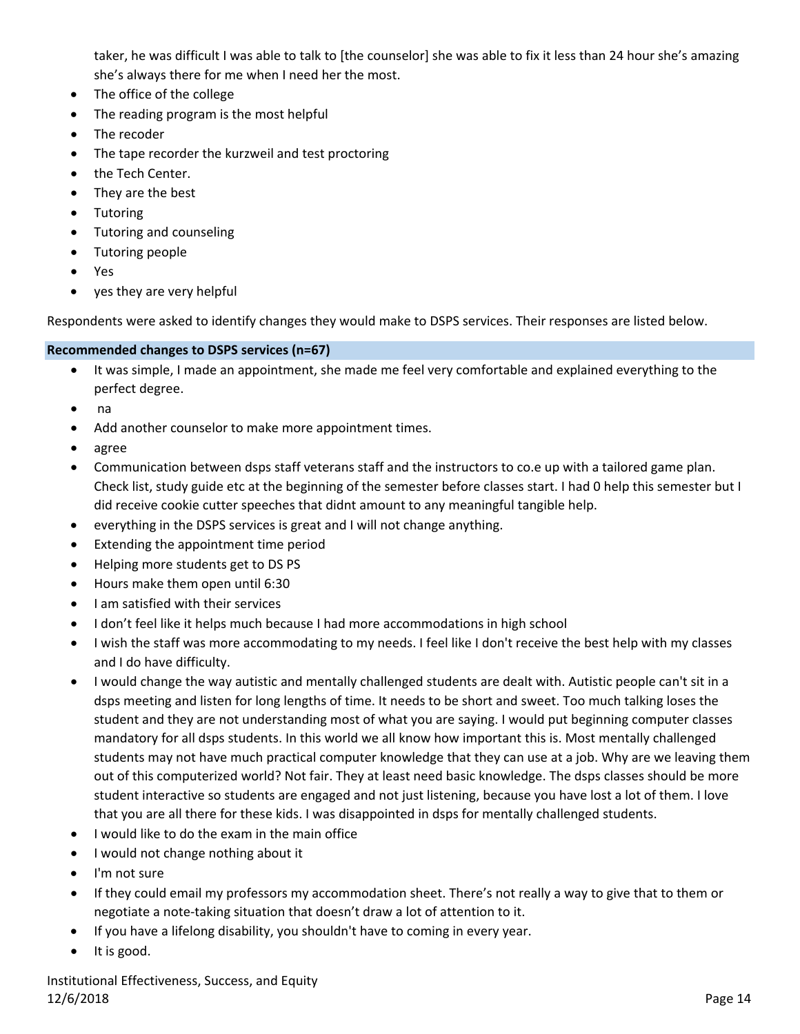taker, he was difficult I was able to talk to [the counselor] she was able to fix it less than 24 hour she's amazing she's always there for me when I need her the most.

- The office of the college
- The reading program is the most helpful
- The recoder
- The tape recorder the kurzweil and test proctoring
- the Tech Center.
- They are the best
- Tutoring
- Tutoring and counseling
- Tutoring people
- Yes
- yes they are very helpful

Respondents were asked to identify changes they would make to DSPS services. Their responses are listed below.

**Recommended changes to DSPS services (n=67)**

- It was simple, I made an appointment, she made me feel very comfortable and explained everything to the perfect degree.
- na
- Add another counselor to make more appointment times.
- agree
- Communication between dsps staff veterans staff and the instructors to co.e up with a tailored game plan. Check list, study guide etc at the beginning of the semester before classes start. I had 0 help this semester but I did receive cookie cutter speeches that didnt amount to any meaningful tangible help.
- everything in the DSPS services is great and I will not change anything.
- Extending the appointment time period
- Helping more students get to DS PS
- Hours make them open until 6:30
- I am satisfied with their services
- I don't feel like it helps much because I had more accommodations in high school
- I wish the staff was more accommodating to my needs. I feel like I don't receive the best help with my classes and I do have difficulty.
- I would change the way autistic and mentally challenged students are dealt with. Autistic people can't sit in a dsps meeting and listen for long lengths of time. It needs to be short and sweet. Too much talking loses the student and they are not understanding most of what you are saying. I would put beginning computer classes mandatory for all dsps students. In this world we all know how important this is. Most mentally challenged students may not have much practical computer knowledge that they can use at a job. Why are we leaving them out of this computerized world? Not fair. They at least need basic knowledge. The dsps classes should be more student interactive so students are engaged and not just listening, because you have lost a lot of them. I love that you are all there for these kids. I was disappointed in dsps for mentally challenged students.
- I would like to do the exam in the main office
- I would not change nothing about it
- I'm not sure
- If they could email my professors my accommodation sheet. There's not really a way to give that to them or negotiate a note-taking situation that doesn't draw a lot of attention to it.
- If you have a lifelong disability, you shouldn't have to coming in every year.
- It is good.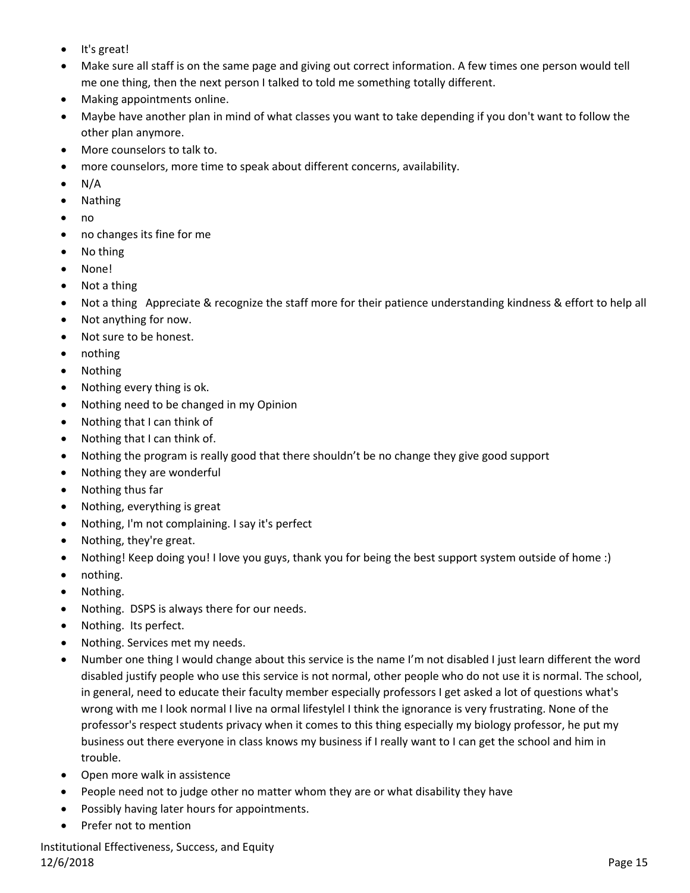- It's great!
- Make sure all staff is on the same page and giving out correct information. A few times one person would tell me one thing, then the next person I talked to told me something totally different.
- Making appointments online.
- Maybe have another plan in mind of what classes you want to take depending if you don't want to follow the other plan anymore.
- More counselors to talk to.
- more counselors, more time to speak about different concerns, availability.
- N/A
- Nathing
- no
- no changes its fine for me
- No thing
- None!
- Not a thing
- Not a thing Appreciate & recognize the staff more for their patience understanding kindness & effort to help all
- Not anything for now.
- Not sure to be honest.
- nothing
- Nothing
- Nothing every thing is ok.
- Nothing need to be changed in my Opinion
- Nothing that I can think of
- Nothing that I can think of.
- Nothing the program is really good that there shouldn't be no change they give good support
- Nothing they are wonderful
- Nothing thus far
- Nothing, everything is great
- Nothing, I'm not complaining. I say it's perfect
- Nothing, they're great.
- Nothing! Keep doing you! I love you guys, thank you for being the best support system outside of home :)
- nothing.
- Nothing.
- Nothing. DSPS is always there for our needs.
- Nothing. Its perfect.
- Nothing. Services met my needs.
- Number one thing I would change about this service is the name I'm not disabled I just learn different the word disabled justify people who use this service is not normal, other people who do not use it is normal. The school, in general, need to educate their faculty member especially professors I get asked a lot of questions what's wrong with me I look normal I live na ormal lifestylel I think the ignorance is very frustrating. None of the professor's respect students privacy when it comes to this thing especially my biology professor, he put my business out there everyone in class knows my business if I really want to I can get the school and him in trouble.
- Open more walk in assistence
- People need not to judge other no matter whom they are or what disability they have
- Possibly having later hours for appointments.
- Prefer not to mention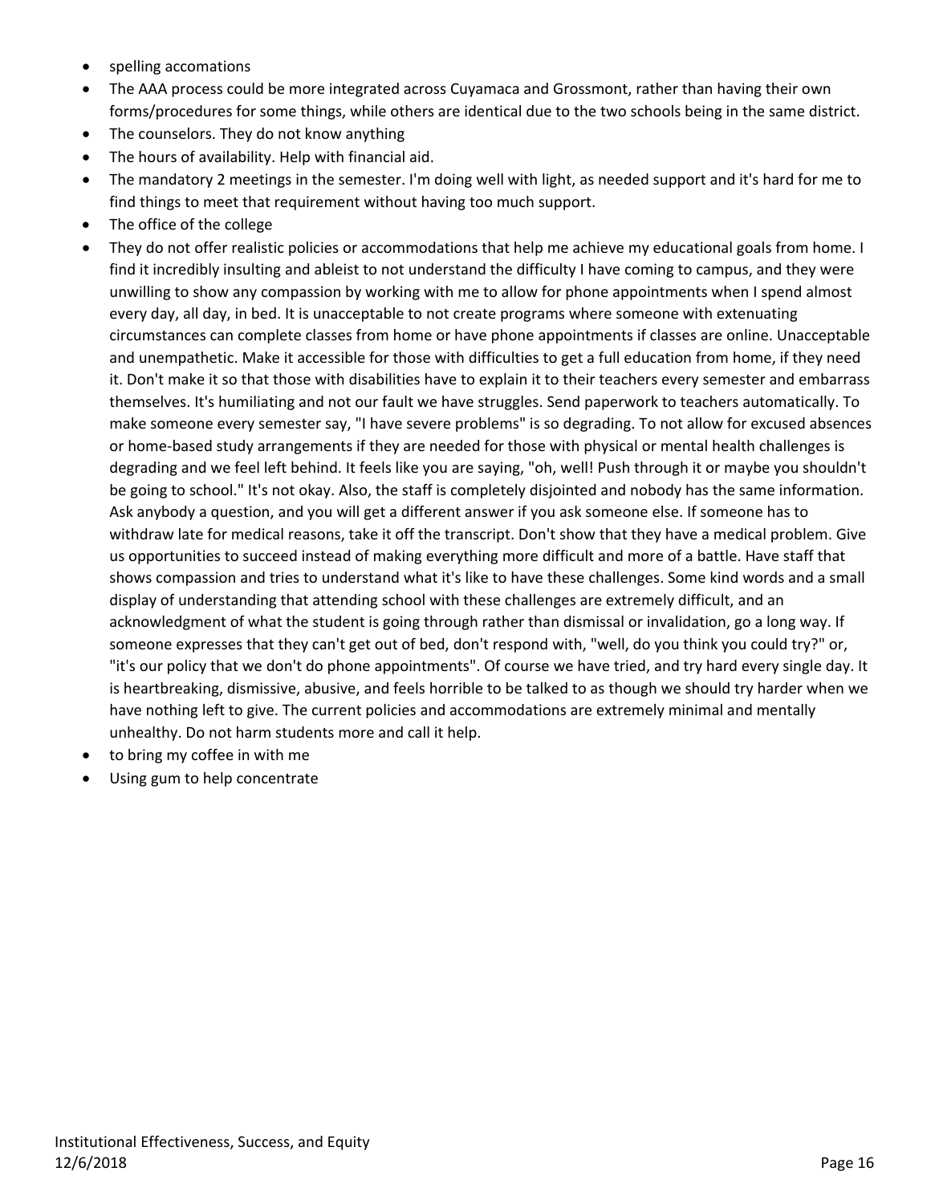- spelling accomations
- The AAA process could be more integrated across Cuyamaca and Grossmont, rather than having their own forms/procedures for some things, while others are identical due to the two schools being in the same district.
- The counselors. They do not know anything
- The hours of availability. Help with financial aid.
- The mandatory 2 meetings in the semester. I'm doing well with light, as needed support and it's hard for me to find things to meet that requirement without having too much support.
- The office of the college
- They do not offer realistic policies or accommodations that help me achieve my educational goals from home. I find it incredibly insulting and ableist to not understand the difficulty I have coming to campus, and they were unwilling to show any compassion by working with me to allow for phone appointments when I spend almost every day, all day, in bed. It is unacceptable to not create programs where someone with extenuating circumstances can complete classes from home or have phone appointments if classes are online. Unacceptable and unempathetic. Make it accessible for those with difficulties to get a full education from home, if they need it. Don't make it so that those with disabilities have to explain it to their teachers every semester and embarrass themselves. It's humiliating and not our fault we have struggles. Send paperwork to teachers automatically. To make someone every semester say, "I have severe problems" is so degrading. To not allow for excused absences or home-based study arrangements if they are needed for those with physical or mental health challenges is degrading and we feel left behind. It feels like you are saying, "oh, well! Push through it or maybe you shouldn't be going to school." It's not okay. Also, the staff is completely disjointed and nobody has the same information. Ask anybody a question, and you will get a different answer if you ask someone else. If someone has to withdraw late for medical reasons, take it off the transcript. Don't show that they have a medical problem. Give us opportunities to succeed instead of making everything more difficult and more of a battle. Have staff that shows compassion and tries to understand what it's like to have these challenges. Some kind words and a small display of understanding that attending school with these challenges are extremely difficult, and an acknowledgment of what the student is going through rather than dismissal or invalidation, go a long way. If someone expresses that they can't get out of bed, don't respond with, "well, do you think you could try?" or, "it's our policy that we don't do phone appointments". Of course we have tried, and try hard every single day. It is heartbreaking, dismissive, abusive, and feels horrible to be talked to as though we should try harder when we have nothing left to give. The current policies and accommodations are extremely minimal and mentally unhealthy. Do not harm students more and call it help.
- to bring my coffee in with me
- Using gum to help concentrate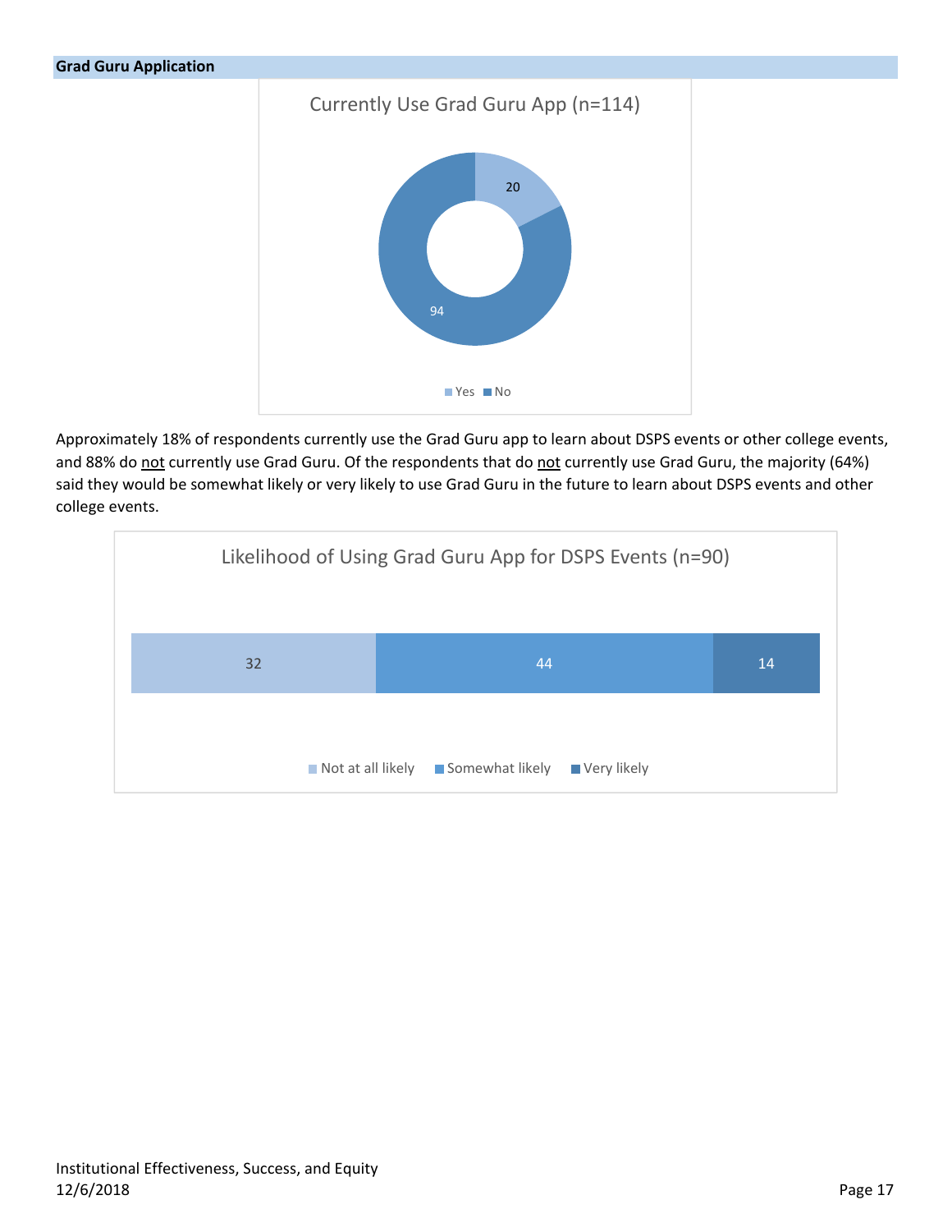**Grad Guru Application**

Currently Use Grad Guru App (n=114)

20

94

Yes No

Approximately 18% of respondents currently use the Grad Guru app to learn about DSPS events or other college events, and 88% do not currently use Grad Guru. Of the respondents that do not currently use Grad Guru, the majority (64%) said they would be somewhat likely or very likely to use Grad Guru in the future to learn about DSPS events and other college events.

Likelihood of Using Grad Guru App for DSPS Events (n=90)

32

44

14

Not at all likely Somewhat likely Very likely

Institutional Effectiveness, Success, and Equity
12/6/2018